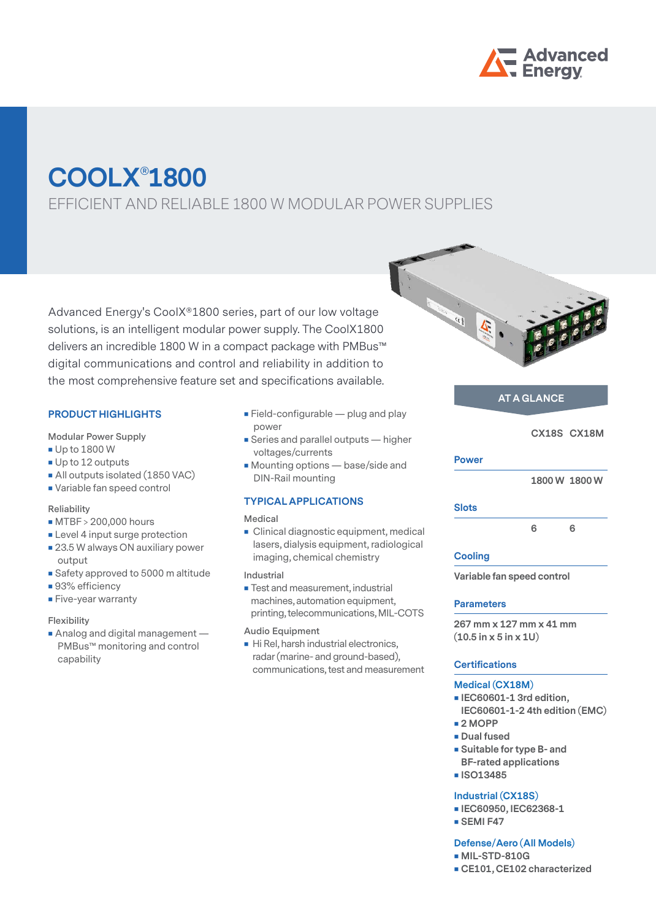# COOLX®1800

EFFICIENT AND RELIABLE 1800 W MODULAR POWER SUPPLIES

Advanced Energy's CoolX®1800 series, part of our low voltage solutions, is an intelligent modular power supply. The CoolX1800 delivers an incredible 1800 W in a compact package with PMBus™ digital communications and control and reliability in addition to the most comprehensive feature set and specifications available.

## PRODUCT HIGHLIGHTS

Modular Power Supply
- Up to 1800 W
- Up to 12 outputs
- All outputs isolated (1850 VAC)
- Variable fan speed control

Reliability
- MTBF > 200,000 hours
- Level 4 input surge protection
- 23.5 W always ON auxiliary power output
- Safety approved to 5000 m altitude
- 93% efficiency
- Five-year warranty

Flexibility
- Analog and digital management — PMBus™ monitoring and control capability
- Field-configurable — plug and play power
- Series and parallel outputs — higher voltages/currents
- Mounting options — base/side and DIN-Rail mounting

## TYPICAL APPLICATIONS

Medical
- Clinical diagnostic equipment, medical lasers, dialysis equipment, radiological imaging, chemical chemistry

Industrial
- Test and measurement, industrial machines, automation equipment, printing, telecommunications, MIL-COTS

Audio Equipment
- Hi Rel, harsh industrial electronics, radar (marine- and ground-based), communications, test and measurement

## AT A GLANCE

| | CX18S | CX18M |
|---|---|---|
| **Power** | 1800 W | 1800 W |
| **Slots** | 6 | 6 |

**Cooling**

Variable fan speed control

**Parameters**

267 mm x 127 mm x 41 mm
(10.5 in x 5 in x 1U)

**Certifications**

**Medical (CX18M)**
- IEC60601-1 3rd edition, IEC60601-1-2 4th edition (EMC)
- 2 MOPP
- Dual fused
- Suitable for type B- and BF-rated applications
- ISO13485

**Industrial (CX18S)**
- IEC60950, IEC62368-1
- SEMI F47

**Defense/Aero (All Models)**
- MIL-STD-810G
- CE101, CE102 characterized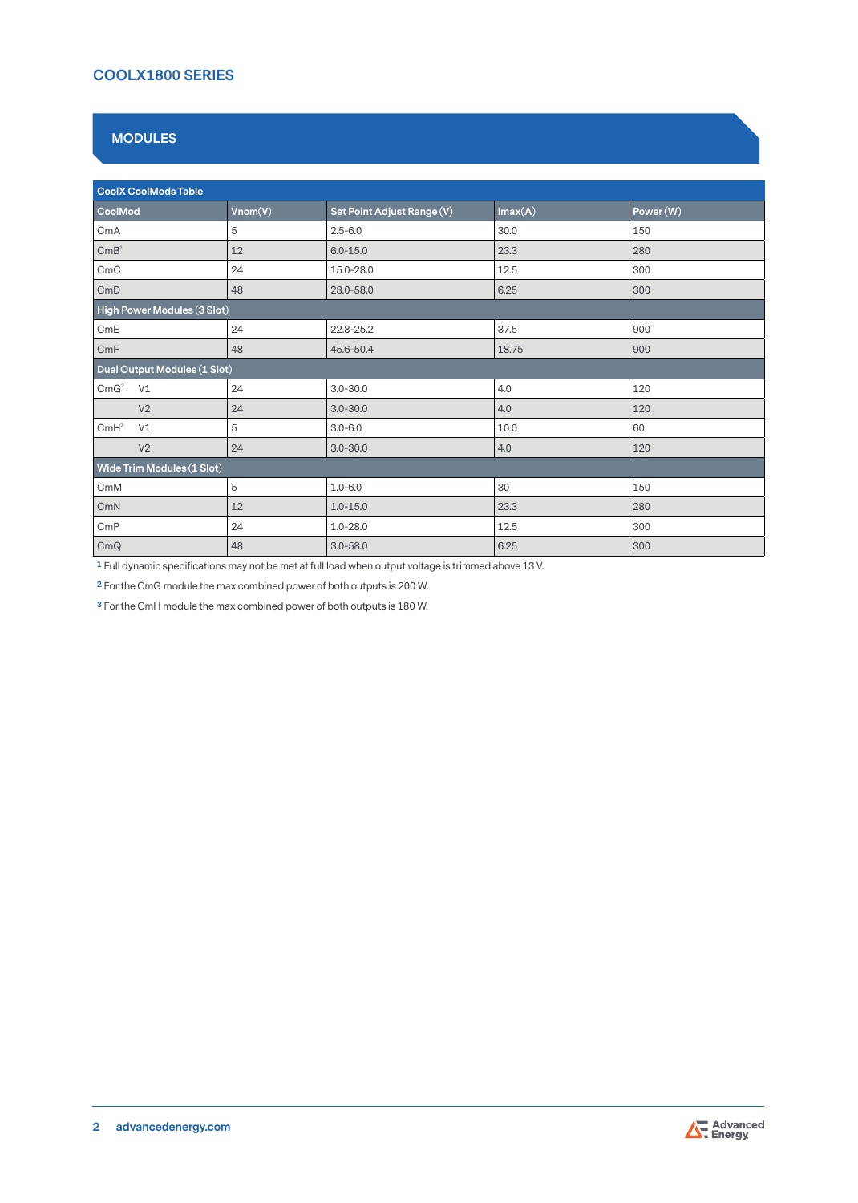## MODULES

| CoolX CoolMods Table | | | | |
|---|---|---|---|---|
| CoolMod | Vnom(V) | Set Point Adjust Range (V) | Imax(A) | Power (W) |
| CmA | 5 | 2.5-6.0 | 30.0 | 150 |
| CmB[1] | 12 | 6.0-15.0 | 23.3 | 280 |
| CmC | 24 | 15.0-28.0 | 12.5 | 300 |
| CmD | 48 | 28.0-58.0 | 6.25 | 300 |
| **High Power Modules (3 Slot)** | | | | |
| CmE | 24 | 22.8-25.2 | 37.5 | 900 |
| CmF | 48 | 45.6-50.4 | 18.75 | 900 |
| **Dual Output Modules (1 Slot)** | | | | |
| CmG[2] V1 | 24 | 3.0-30.0 | 4.0 | 120 |
| V2 | 24 | 3.0-30.0 | 4.0 | 120 |
| CmH[3] V1 | 5 | 3.0-6.0 | 10.0 | 60 |
| V2 | 24 | 3.0-30.0 | 4.0 | 120 |
| **Wide Trim Modules (1 Slot)** | | | | |
| CmM | 5 | 1.0-6.0 | 30 | 150 |
| CmN | 12 | 1.0-15.0 | 23.3 | 280 |
| CmP | 24 | 1.0-28.0 | 12.5 | 300 |
| CmQ | 48 | 3.0-58.0 | 6.25 | 300 |

1 Full dynamic specifications may not be met at full load when output voltage is trimmed above 13 V.

2 For the CmG module the max combined power of both outputs is 200 W.

3 For the CmH module the max combined power of both outputs is 180 W.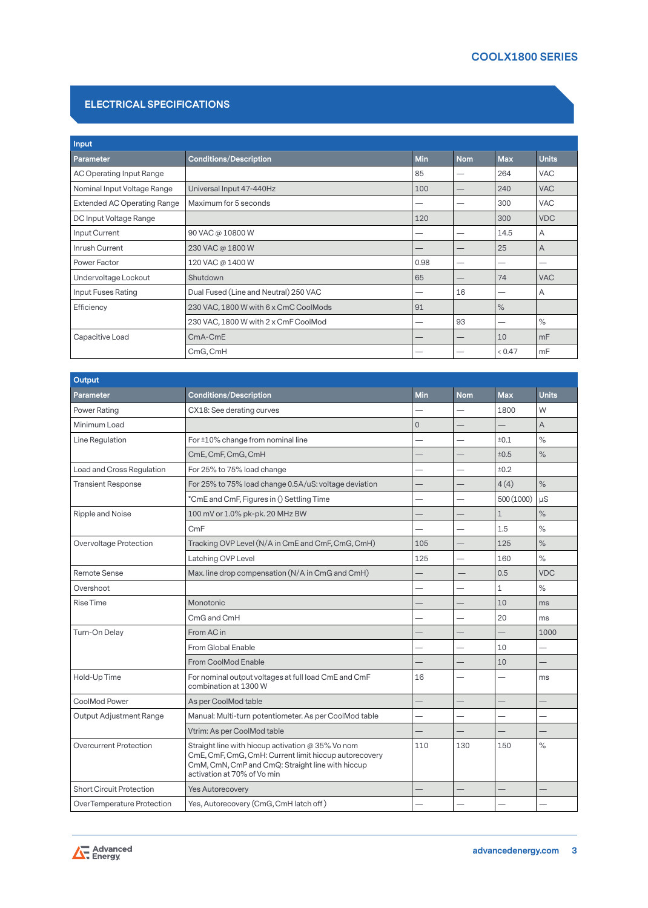## ELECTRICAL SPECIFICATIONS

| Input | | | | | |
|---|---|---|---|---|---|
| **Parameter** | **Conditions/Description** | **Min** | **Nom** | **Max** | **Units** |
| AC Operating Input Range | | 85 | — | 264 | VAC |
| Nominal Input Voltage Range | Universal Input 47-440Hz | 100 | — | 240 | VAC |
| Extended AC Operating Range | Maximum for 5 seconds | — | — | 300 | VAC |
| DC Input Voltage Range | | 120 | | 300 | VDC |
| Input Current | 90 VAC @ 10800 W | — | — | 14.5 | A |
| Inrush Current | 230 VAC @ 1800 W | — | — | 25 | A |
| Power Factor | 120 VAC @ 1400 W | 0.98 | — | — | — |
| Undervoltage Lockout | Shutdown | 65 | — | 74 | VAC |
| Input Fuses Rating | Dual Fused (Line and Neutral) 250 VAC | — | 16 | — | A |
| Efficiency | 230 VAC, 1800 W with 6 x CmC CoolMods | 91 | | % | |
| | 230 VAC, 1800 W with 2 x CmF CoolMod | — | 93 | — | % |
| Capacitive Load | CmA-CmE | — | — | 10 | mF |
| | CmG, CmH | — | — | < 0.47 | mF |

| Output | | | | | |
|---|---|---|---|---|---|
| **Parameter** | **Conditions/Description** | **Min** | **Nom** | **Max** | **Units** |
| Power Rating | CX18: See derating curves | — | — | 1800 | W |
| Minimum Load | | 0 | — | — | A |
| Line Regulation | For ±10% change from nominal line | — | — | ±0.1 | % |
| | CmE, CmF, CmG, CmH | — | — | ±0.5 | % |
| Load and Cross Regulation | For 25% to 75% load change | — | — | ±0.2 | |
| Transient Response | For 25% to 75% load change 0.5A/uS: voltage deviation | — | — | 4 (4) | % |
| | *CmE and CmF, Figures in () Settling Time | — | — | 500 (1000) | µS |
| Ripple and Noise | 100 mV or 1.0% pk-pk. 20 MHz BW | — | — | 1 | % |
| | CmF | — | — | 1.5 | % |
| Overvoltage Protection | Tracking OVP Level (N/A in CmE and CmF, CmG, CmH) | 105 | — | 125 | % |
| | Latching OVP Level | 125 | — | 160 | % |
| Remote Sense | Max. line drop compensation (N/A in CmG and CmH) | — | — | 0.5 | VDC |
| Overshoot | | — | — | 1 | % |
| Rise Time | Monotonic | — | — | 10 | ms |
| | CmG and CmH | — | — | 20 | ms |
| Turn-On Delay | From AC in | — | — | — | 1000 |
| | From Global Enable | — | — | 10 | — |
| | From CoolMod Enable | — | — | 10 | — |
| Hold-Up Time | For nominal output voltages at full load CmE and CmF combination at 1300 W | 16 | — | — | ms |
| CoolMod Power | As per CoolMod table | — | — | — | — |
| Output Adjustment Range | Manual: Multi-turn potentiometer. As per CoolMod table | — | — | — | — |
| | Vtrim: As per CoolMod table | — | — | — | — |
| Overcurrent Protection | Straight line with hiccup activation @ 35% Vo nom<br>CmE, CmF, CmG, CmH: Current limit hiccup autorecovery<br>CmM, CmN, CmP and CmQ: Straight line with hiccup activation at 70% of Vo min | 110 | 130 | 150 | % |
| Short Circuit Protection | Yes Autorecovery | — | — | — | — |
| OverTemperature Protection | Yes, Autorecovery (CmG, CmH latch off ) | — | — | — | — |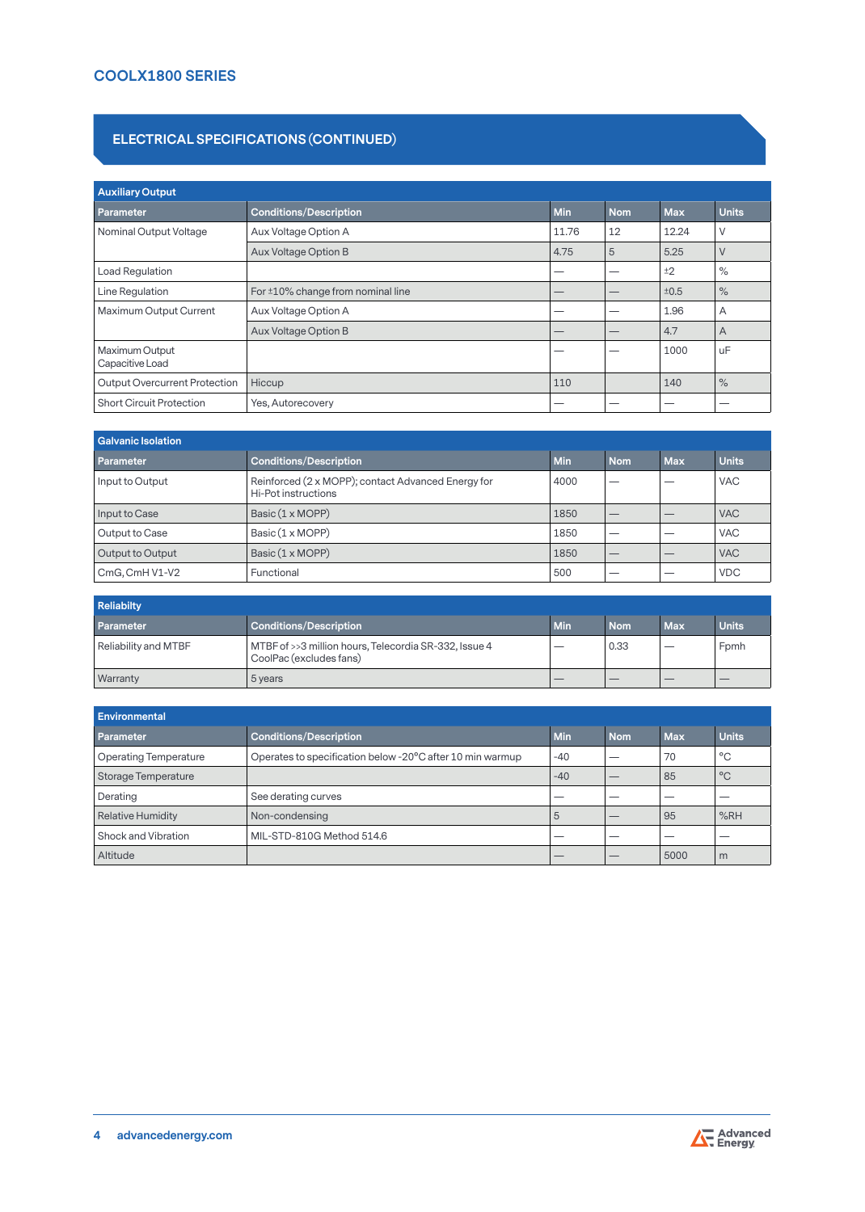## ELECTRICAL SPECIFICATIONS (CONTINUED)

| Auxiliary Output | | | | | |
|---|---|---|---|---|---|
| **Parameter** | **Conditions/Description** | **Min** | **Nom** | **Max** | **Units** |
| Nominal Output Voltage | Aux Voltage Option A | 11.76 | 12 | 12.24 | V |
| | Aux Voltage Option B | 4.75 | 5 | 5.25 | V |
| Load Regulation | | — | — | ±2 | % |
| Line Regulation | For ±10% change from nominal line | — | — | ±0.5 | % |
| Maximum Output Current | Aux Voltage Option A | — | — | 1.96 | A |
| | Aux Voltage Option B | — | — | 4.7 | A |
| Maximum Output Capacitive Load | | — | — | 1000 | uF |
| Output Overcurrent Protection | Hiccup | 110 | | 140 | % |
| Short Circuit Protection | Yes, Autorecovery | — | — | — | — |

| Galvanic Isolation | | | | | |
|---|---|---|---|---|---|
| **Parameter** | **Conditions/Description** | **Min** | **Nom** | **Max** | **Units** |
| Input to Output | Reinforced (2 x MOPP); contact Advanced Energy for Hi-Pot instructions | 4000 | — | — | VAC |
| Input to Case | Basic (1 x MOPP) | 1850 | — | — | VAC |
| Output to Case | Basic (1 x MOPP) | 1850 | — | — | VAC |
| Output to Output | Basic (1 x MOPP) | 1850 | — | — | VAC |
| CmG, CmH V1-V2 | Functional | 500 | — | — | VDC |

| Reliabilty | | | | | |
|---|---|---|---|---|---|
| **Parameter** | **Conditions/Description** | **Min** | **Nom** | **Max** | **Units** |
| Reliability and MTBF | MTBF of >>3 million hours, Telecordia SR-332, Issue 4 CoolPac (excludes fans) | — | 0.33 | — | Fpmh |
| Warranty | 5 years | — | — | — | — |

| Environmental | | | | | |
|---|---|---|---|---|---|
| **Parameter** | **Conditions/Description** | **Min** | **Nom** | **Max** | **Units** |
| Operating Temperature | Operates to specification below -20°C after 10 min warmup | -40 | — | 70 | °C |
| Storage Temperature | | -40 | — | 85 | °C |
| Derating | See derating curves | — | — | — | — |
| Relative Humidity | Non-condensing | 5 | — | 95 | %RH |
| Shock and Vibration | MIL-STD-810G Method 514.6 | — | — | — | — |
| Altitude | | — | — | 5000 | m |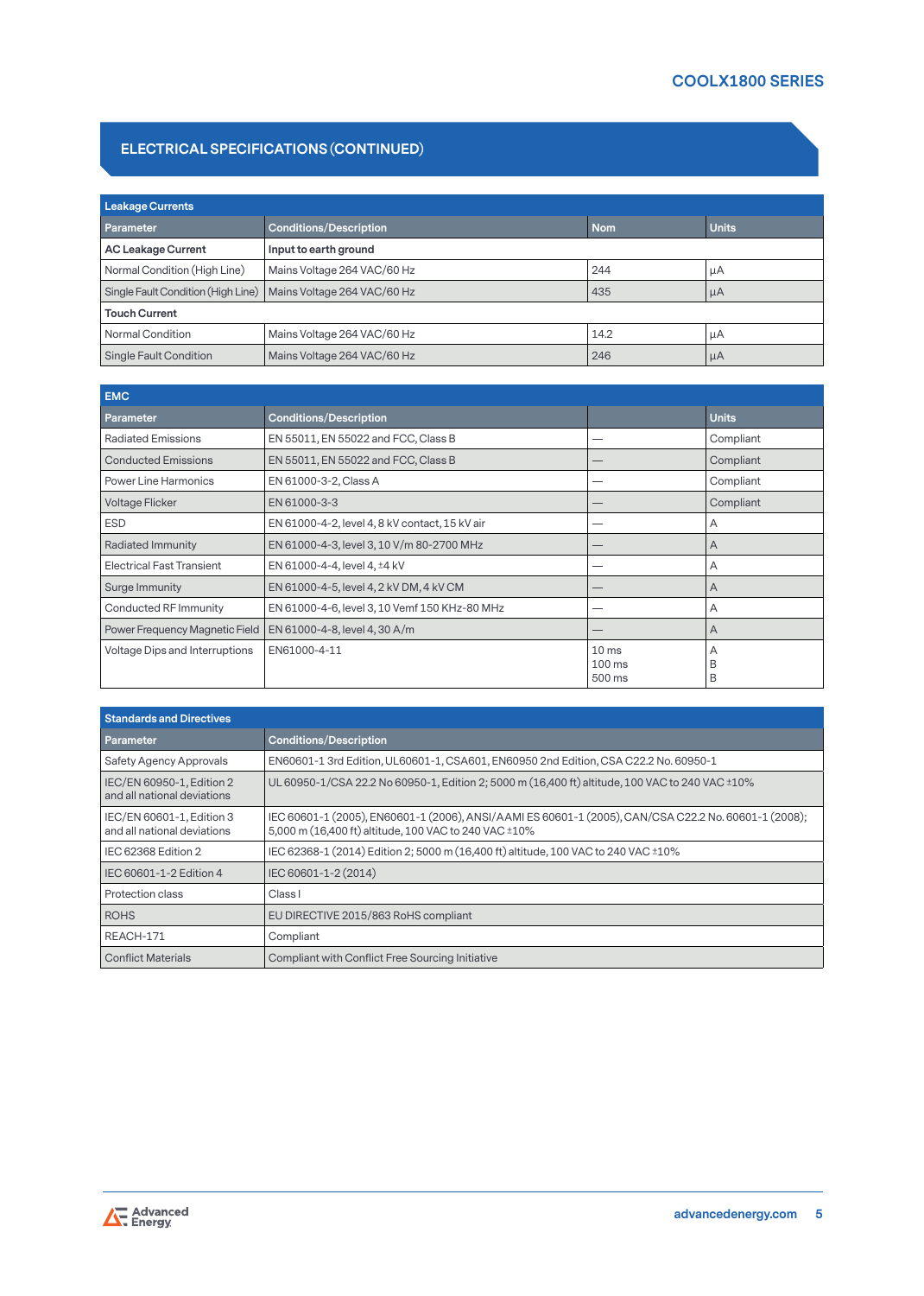## ELECTRICAL SPECIFICATIONS (CONTINUED)

| Leakage Currents | | | |
|---|---|---|---|
| **Parameter** | **Conditions/Description** | **Nom** | **Units** |
| **AC Leakage Current** | **Input to earth ground** | | |
| Normal Condition (High Line) | Mains Voltage 264 VAC/60 Hz | 244 | μA |
| Single Fault Condition (High Line) | Mains Voltage 264 VAC/60 Hz | 435 | μA |
| **Touch Current** | | | |
| Normal Condition | Mains Voltage 264 VAC/60 Hz | 14.2 | μA |
| Single Fault Condition | Mains Voltage 264 VAC/60 Hz | 246 | μA |

| EMC | | | |
|---|---|---|---|
| **Parameter** | **Conditions/Description** | | **Units** |
| Radiated Emissions | EN 55011, EN 55022 and FCC, Class B | — | Compliant |
| Conducted Emissions | EN 55011, EN 55022 and FCC, Class B | — | Compliant |
| Power Line Harmonics | EN 61000-3-2, Class A | — | Compliant |
| Voltage Flicker | EN 61000-3-3 | — | Compliant |
| ESD | EN 61000-4-2, level 4, 8 kV contact, 15 kV air | — | A |
| Radiated Immunity | EN 61000-4-3, level 3, 10 V/m 80-2700 MHz | — | A |
| Electrical Fast Transient | EN 61000-4-4, level 4, ±4 kV | — | A |
| Surge Immunity | EN 61000-4-5, level 4, 2 kV DM, 4 kV CM | — | A |
| Conducted RF Immunity | EN 61000-4-6, level 3, 10 Vemf 150 KHz-80 MHz | — | A |
| Power Frequency Magnetic Field | EN 61000-4-8, level 4, 30 A/m | — | A |
| Voltage Dips and Interruptions | EN61000-4-11 | 10 ms<br>100 ms<br>500 ms | A<br>B<br>B |

| Standards and Directives | |
|---|---|
| **Parameter** | **Conditions/Description** |
| Safety Agency Approvals | EN60601-1 3rd Edition, UL60601-1, CSA601, EN60950 2nd Edition, CSA C22.2 No. 60950-1 |
| IEC/EN 60950-1, Edition 2 and all national deviations | UL 60950-1/CSA 22.2 No 60950-1, Edition 2; 5000 m (16,400 ft) altitude, 100 VAC to 240 VAC ±10% |
| IEC/EN 60601-1, Edition 3 and all national deviations | IEC 60601-1 (2005), EN60601-1 (2006), ANSI/AAMI ES 60601-1 (2005), CAN/CSA C22.2 No. 60601-1 (2008); 5,000 m (16,400 ft) altitude, 100 VAC to 240 VAC ±10% |
| IEC 62368 Edition 2 | IEC 62368-1 (2014) Edition 2; 5000 m (16,400 ft) altitude, 100 VAC to 240 VAC ±10% |
| IEC 60601-1-2 Edition 4 | IEC 60601-1-2 (2014) |
| Protection class | Class I |
| ROHS | EU DIRECTIVE 2015/863 RoHS compliant |
| REACH-171 | Compliant |
| Conflict Materials | Compliant with Conflict Free Sourcing Initiative |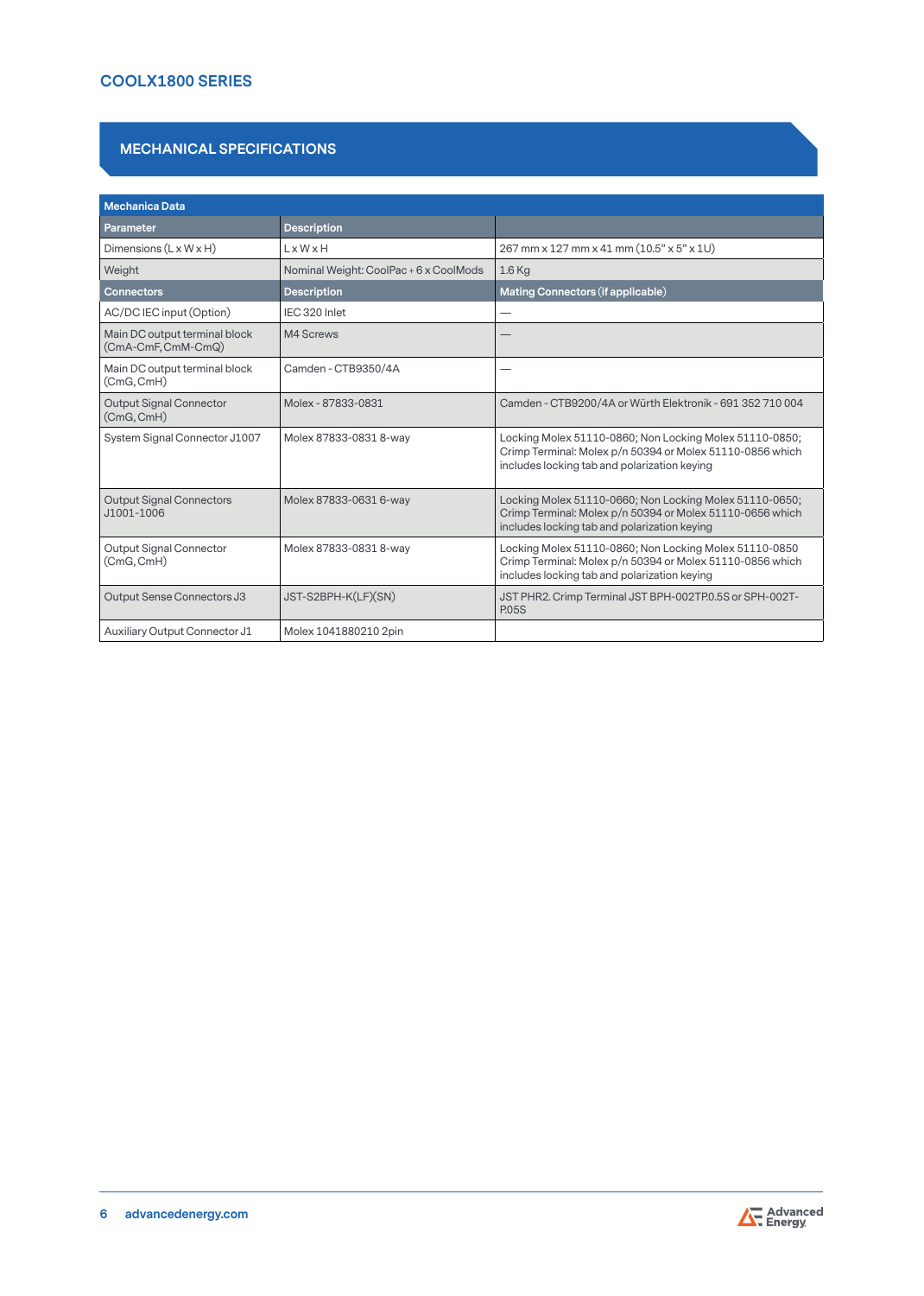## MECHANICAL SPECIFICATIONS

| Mechanica Data | | |
|---|---|---|
| **Parameter** | **Description** | |
| Dimensions (L x W x H) | L x W x H | 267 mm x 127 mm x 41 mm (10.5" x 5" x 1U) |
| Weight | Nominal Weight: CoolPac + 6 x CoolMods | 1.6 Kg |
| **Connectors** | **Description** | **Mating Connectors (if applicable)** |
| AC/DC IEC input (Option) | IEC 320 Inlet | — |
| Main DC output terminal block (CmA-CmF, CmM-CmQ) | M4 Screws | — |
| Main DC output terminal block (CmG, CmH) | Camden - CTB9350/4A | — |
| Output Signal Connector (CmG, CmH) | Molex - 87833-0831 | Camden - CTB9200/4A or Würth Elektronik - 691 352 710 004 |
| System Signal Connector J1007 | Molex 87833-0831 8-way | Locking Molex 51110-0860; Non Locking Molex 51110-0850; Crimp Terminal: Molex p/n 50394 or Molex 51110-0856 which includes locking tab and polarization keying |
| Output Signal Connectors J1001-1006 | Molex 87833-0631 6-way | Locking Molex 51110-0660; Non Locking Molex 51110-0650; Crimp Terminal: Molex p/n 50394 or Molex 51110-0656 which includes locking tab and polarization keying |
| Output Signal Connector (CmG, CmH) | Molex 87833-0831 8-way | Locking Molex 51110-0860; Non Locking Molex 51110-0850 Crimp Terminal: Molex p/n 50394 or Molex 51110-0856 which includes locking tab and polarization keying |
| Output Sense Connectors J3 | JST-S2BPH-K(LF)(SN) | JST PHR2. Crimp Terminal JST BPH-002TP0.5S or SPH-002T-P.05S |
| Auxiliary Output Connector J1 | Molex 1041880210 2pin | |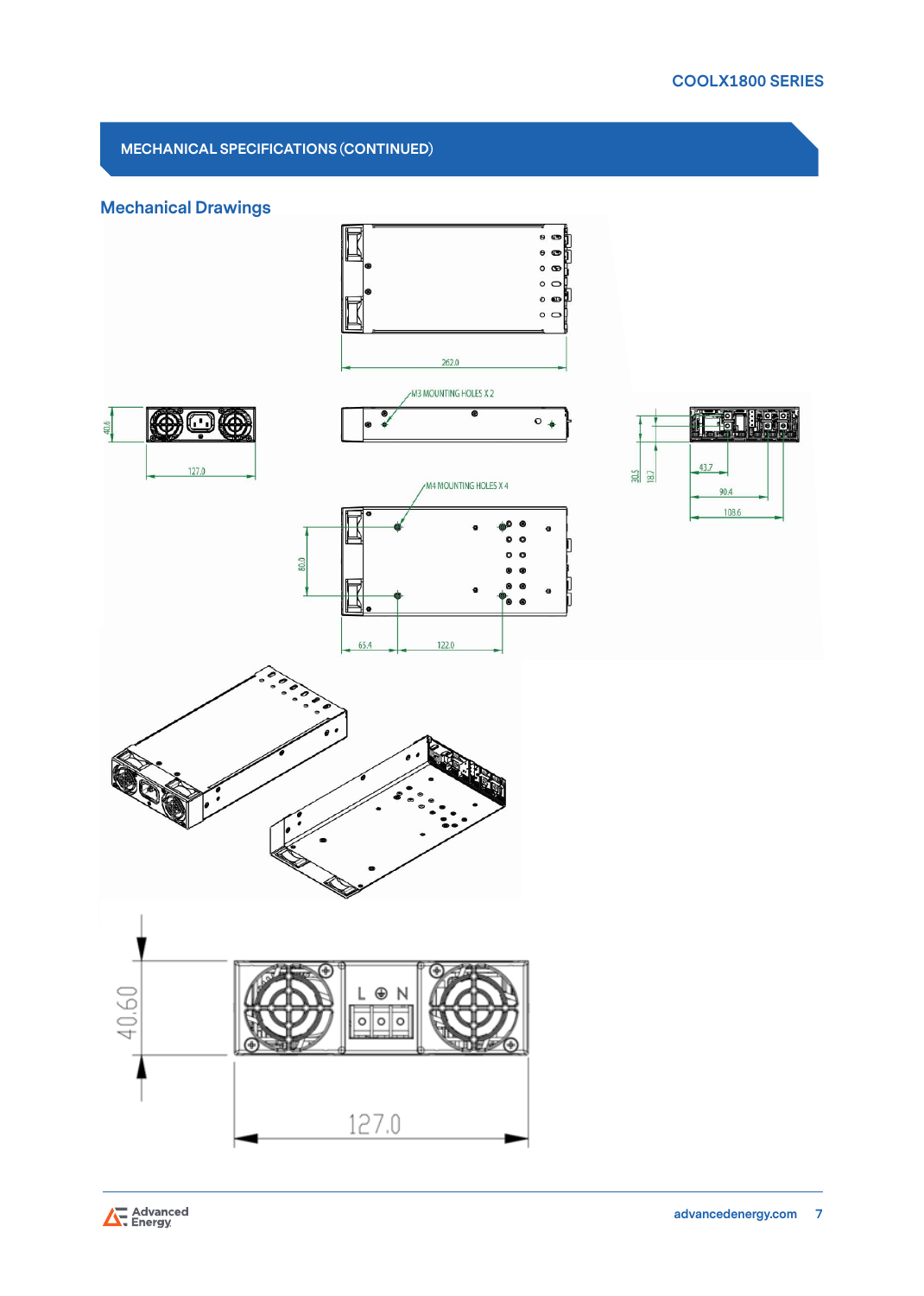## MECHANICAL SPECIFICATIONS (CONTINUED)

### Mechanical Drawings

262.0

M3 MOUNTING HOLES X 2

40.6

127.0

30.5

18.7

43.7

90.4

108.6

M4 MOUNTING HOLES X 4

80.0

65.4

122.0

40.60

L N

127.0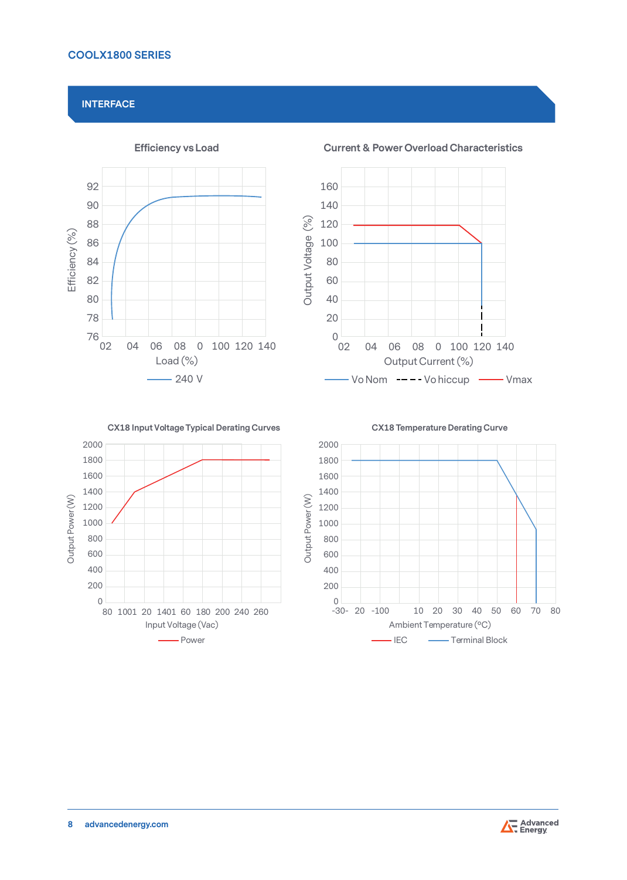## INTERFACE

**Efficiency vs Load**

Efficiency (%)

92
90
88
86
84
82
80
78
76

02 04 06 08 0 100 120 140

Load (%)

240 V

**Current & Power Overload Characteristics**

Output Voltage (%)

160
140
120
100
80
60
40
20
0

02 04 06 08 0 100 120 140

Output Current (%)

Vo Nom    Vo hiccup    Vmax

**CX18 Input Voltage Typical Derating Curves**

Output Power (W)

2000
1800
1600
1400
1200
1000
800
600
400
200
0

80 1001 20 1401 60 180 200 240 260

Input Voltage (Vac)

Power

**CX18 Temperature Derating Curve**

Output Power (W)

2000
1800
1600
1400
1200
1000
800
600
400
200
0

-30- 20 -100 10 20 30 40 50 60 70 80

Ambient Temperature (ºC)

IEC    Terminal Block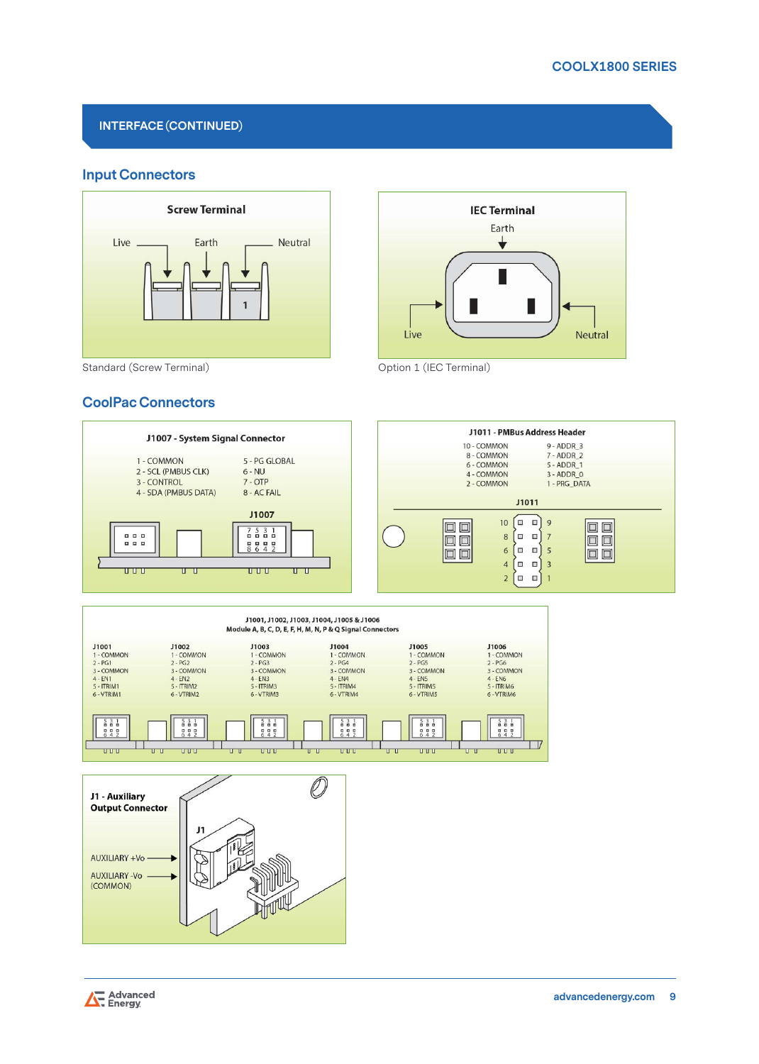## INTERFACE (CONTINUED)

### Input Connectors

**Screw Terminal**

Live — Earth — Neutral

1

Standard (Screw Terminal)

**IEC Terminal**

Earth

Live — Neutral

Option 1 (IEC Terminal)

### CoolPac Connectors

**J1007 - System Signal Connector**

| | |
|---|---|
| 1 - COMMON | 5 - PG GLOBAL |
| 2 - SCL (PMBUS CLK) | 6 - NU |
| 3 - CONTROL | 7 - OTP |
| 4 - SDA (PMBUS DATA) | 8 - AC FAIL |

J1007

**J1011 - PMBus Address Header**

| | |
|---|---|
| 10 - COMMON | 9 - ADDR_3 |
| 8 - COMMON | 7 - ADDR_2 |
| 6 - COMMON | 5 - ADDR_1 |
| 4 - COMMON | 3 - ADDR_0 |
| 2 - COMMON | 1 - PRG_DATA |

J1011

**J1001, J1002, J1003, J1004, J1005 & J1006**
**Module A, B, C, D, E, F, H, M, N, P & Q Signal Connectors**

| J1001 | J1002 | J1003 | J1004 | J1005 | J1006 |
|---|---|---|---|---|---|
| 1 - COMMON | 1 - COMMON | 1 - COMMON | 1 - COMMON | 1 - COMMON | 1 - COMMON |
| 2 - PG1 | 2 - PG2 | 2 - PG3 | 2 - PG4 | 2 - PG5 | 2 - PG6 |
| 3 - COMMON | 3 - COMMON | 3 - COMMON | 3 - COMMON | 3 - COMMON | 3 - COMMON |
| 4 - EN1 | 4 - EN2 | 4 - EN3 | 4 - EN4 | 4 - EN5 | 4 - EN6 |
| 5 - ITRIM1 | 5 - ITRIM2 | 5 - ITRIM3 | 5 - ITRIM4 | 5 - ITRIM5 | 5 - ITRIM6 |
| 6 - VTRIM1 | 6 - VTRIM2 | 6 - VTRIM3 | 6 - VTRIM4 | 6 - VTRIM5 | 6 - VTRIM6 |

**J1 - Auxiliary Output Connector**

J1

AUXILIARY +Vo

AUXILIARY -Vo (COMMON)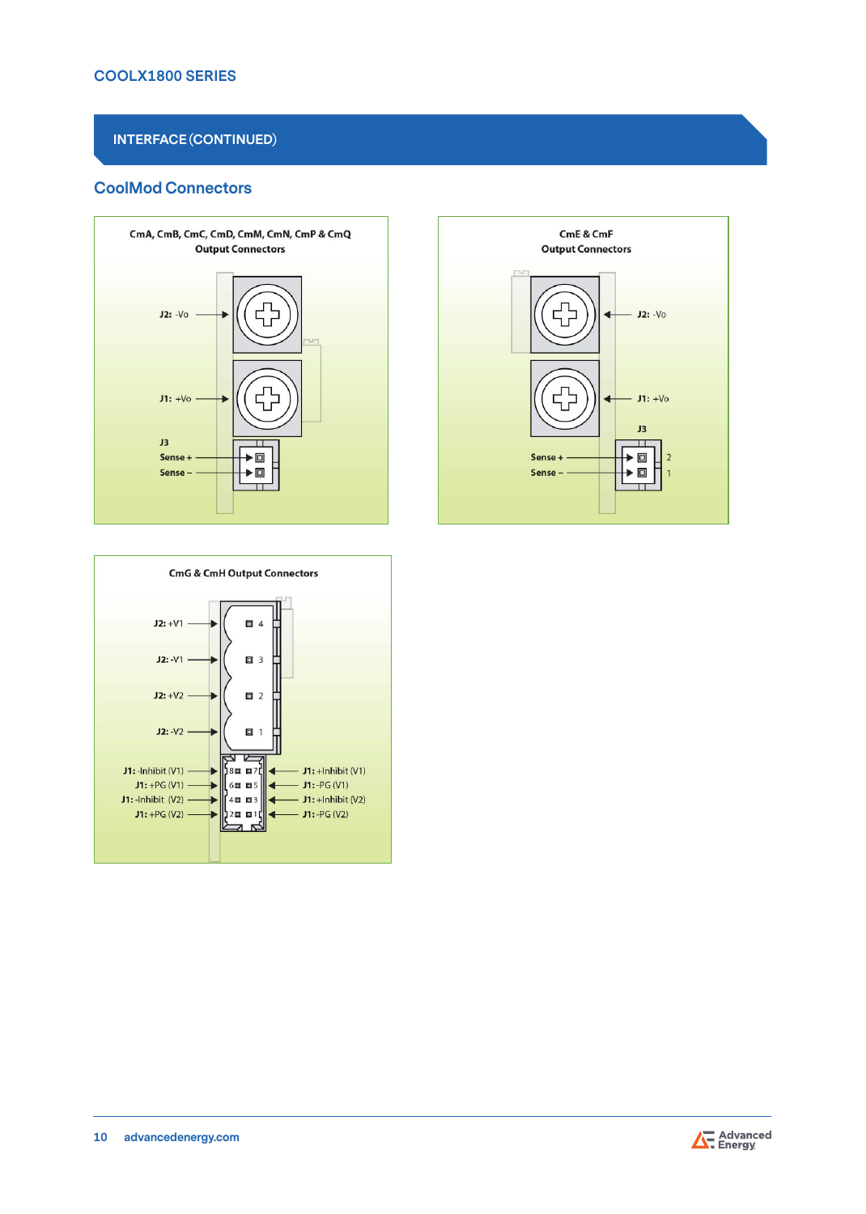## INTERFACE (CONTINUED)

### CoolMod Connectors

**CmA, CmB, CmC, CmD, CmM, CmN, CmP & CmQ Output Connectors**

- J2: -Vo
- J1: +Vo
- J3
  - Sense +
  - Sense –

**CmE & CmF Output Connectors**

- J2: -Vo
- J1: +Vo
- J3
  - Sense + (2)
  - Sense – (1)

**CmG & CmH Output Connectors**

- J2: +V1 (4)
- J2: -V1 (3)
- J2: +V2 (2)
- J2: -V2 (1)

| Pin | Signal | Pin | Signal |
|---|---|---|---|
| 8 | J1: -Inhibit (V1) | 7 | J1: +Inhibit (V1) |
| 6 | J1: +PG (V1) | 5 | J1: -PG (V1) |
| 4 | J1: -Inhibit (V2) | 3 | J1: +Inhibit (V2) |
| 2 | J1: +PG (V2) | 1 | J1: -PG (V2) |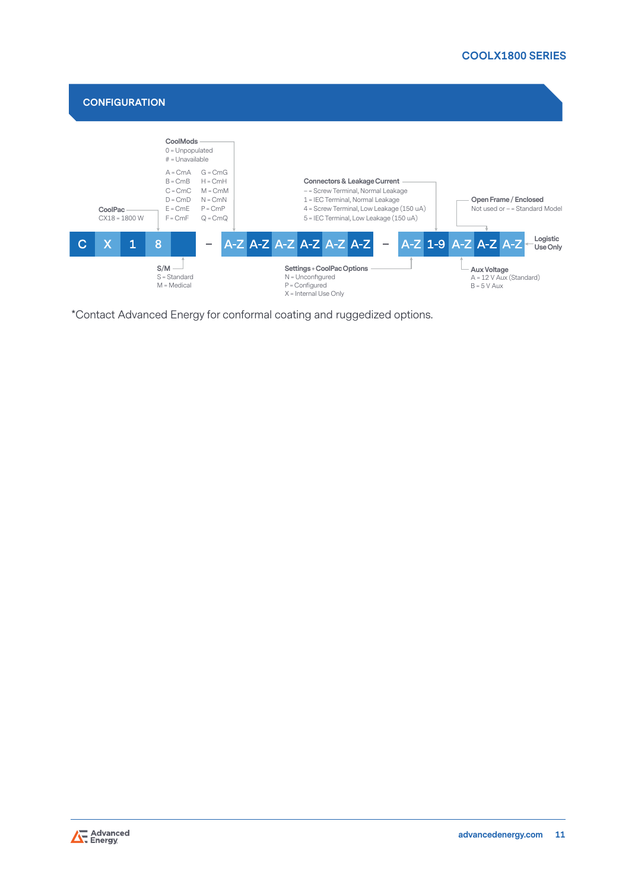## CONFIGURATION

| C | X | 1 | 8 | | – | A-Z | A-Z | A-Z | A-Z | A-Z | A-Z | – | A-Z | 1-9 | A-Z | A-Z | A-Z |
|---|---|---|---|---|---|---|---|---|---|---|---|---|---|---|---|---|---|

**CoolPac**
CX18 = 1800 W

**S/M**
S = Standard
M = Medical

**CoolMods**
0 = Unpopulated
# = Unavailable

| | |
|---|---|
| A = CmA | G = CmG |
| B = CmB | H = CmH |
| C = CmC | M = CmM |
| D = CmD | N = CmN |
| E = CmE | P = CmP |
| F = CmF | Q = CmQ |

**Settings + CoolPac Options**
N = Unconfigured
P = Configured
X = Internal Use Only

**Connectors & Leakage Current**
– = Screw Terminal, Normal Leakage
1 = IEC Terminal, Normal Leakage
4 = Screw Terminal, Low Leakage (150 uA)
5 = IEC Terminal, Low Leakage (150 uA)

**Aux Voltage**
A = 12 V Aux (Standard)
B = 5 V Aux

**Open Frame / Enclosed**
Not used or – = Standard Model

**Logistic Use Only**

*Contact Advanced Energy for conformal coating and ruggedized options.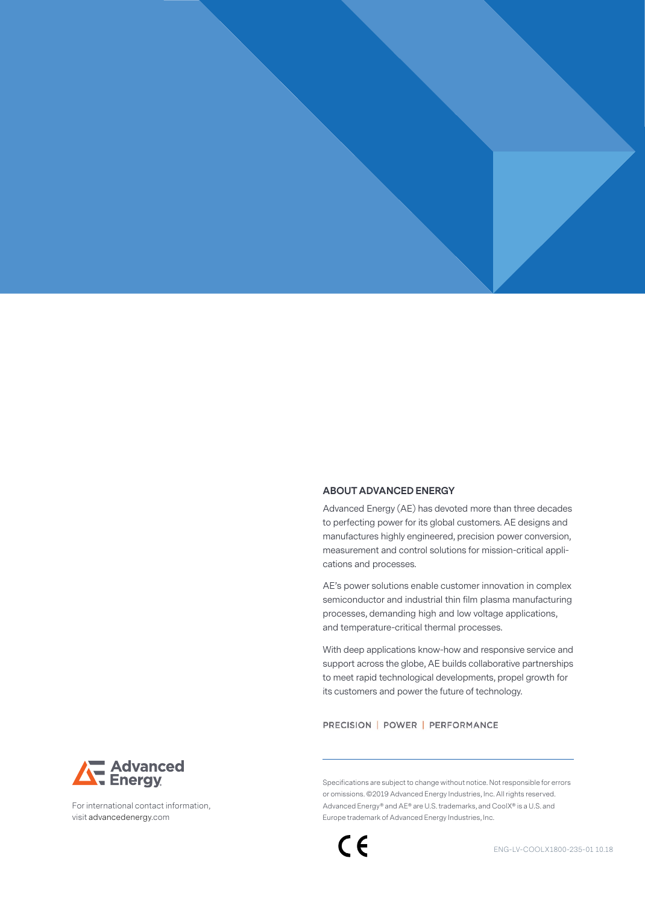## ABOUT ADVANCED ENERGY

Advanced Energy (AE) has devoted more than three decades to perfecting power for its global customers. AE designs and manufactures highly engineered, precision power conversion, measurement and control solutions for mission-critical applications and processes.

AE's power solutions enable customer innovation in complex semiconductor and industrial thin film plasma manufacturing processes, demanding high and low voltage applications, and temperature-critical thermal processes.

With deep applications know-how and responsive service and support across the globe, AE builds collaborative partnerships to meet rapid technological developments, propel growth for its customers and power the future of technology.

PRECISION | POWER | PERFORMANCE

Advanced Energy

For international contact information, visit advancedenergy.com

Specifications are subject to change without notice. Not responsible for errors or omissions. ©2019 Advanced Energy Industries, Inc. All rights reserved. Advanced Energy® and AE® are U.S. trademarks, and CoolX® is a U.S. and Europe trademark of Advanced Energy Industries, Inc.

CE

ENG-LV-COOLX1800-235-01 10.18